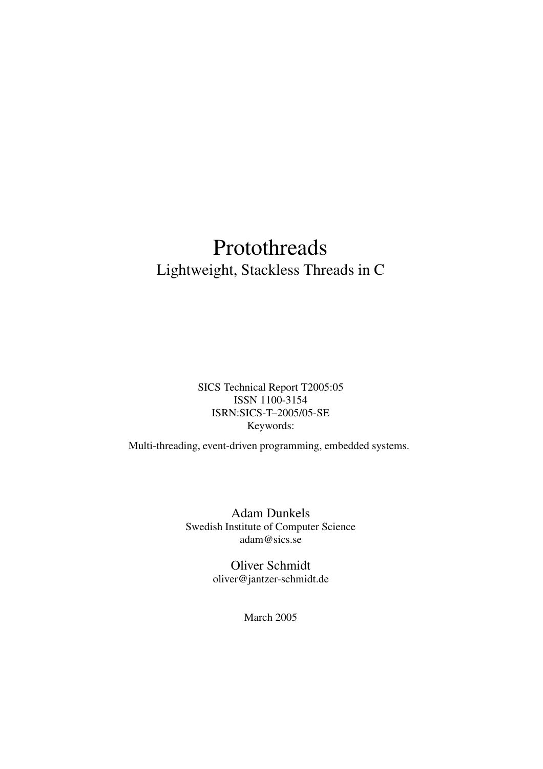# Protothreads

Lightweight, Stackless Threads in C

SICS Technical Report T2005:05
ISSN 1100-3154
ISRN:SICS-T–2005/05-SE
Keywords:

Multi-threading, event-driven programming, embedded systems.

Adam Dunkels
Swedish Institute of Computer Science
adam@sics.se

Oliver Schmidt
oliver@jantzer-schmidt.de

March 2005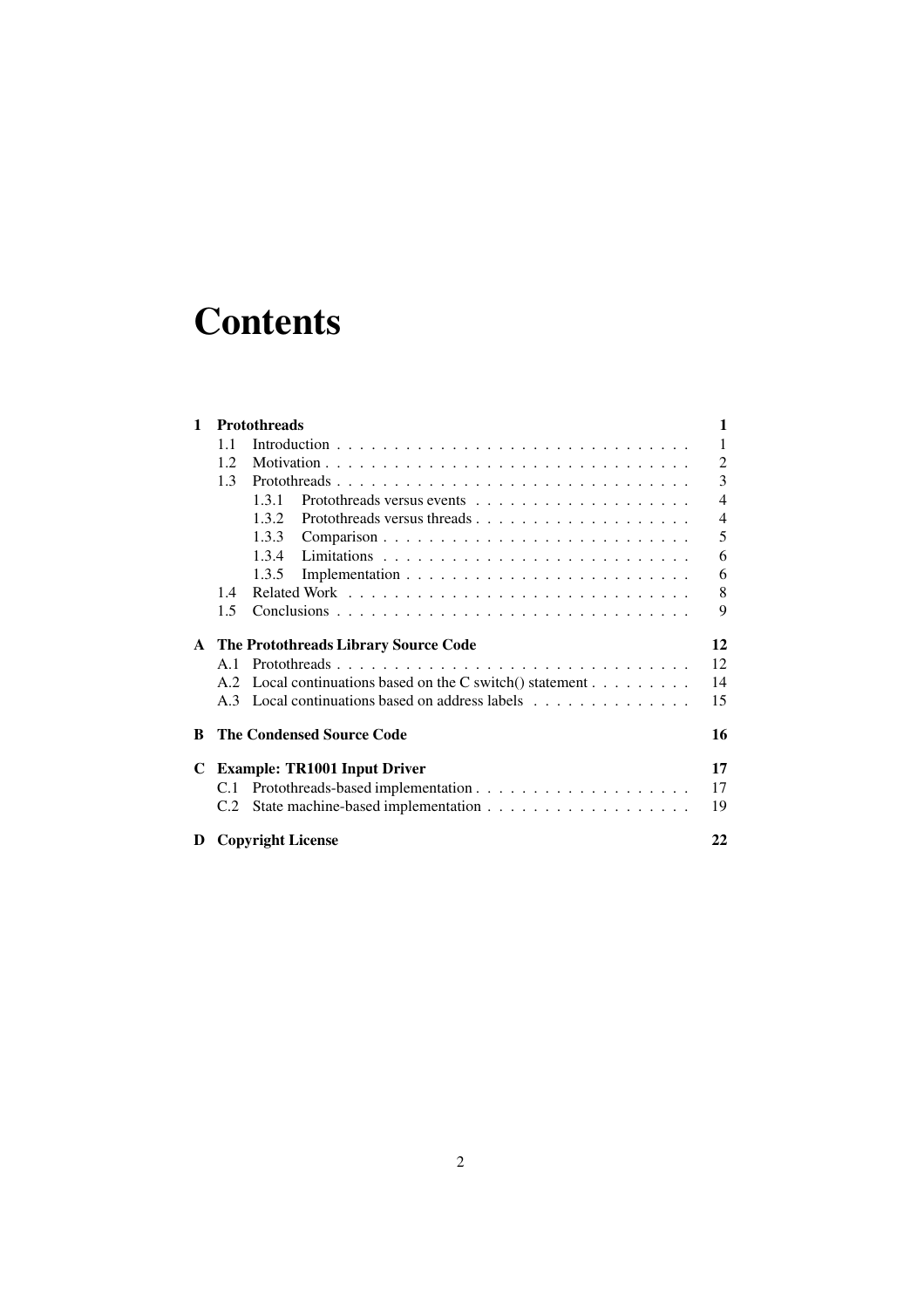# Contents

- **1 Protothreads** — **1**
  - 1.1 Introduction — 1
  - 1.2 Motivation — 2
  - 1.3 Protothreads — 3
    - 1.3.1 Protothreads versus events — 4
    - 1.3.2 Protothreads versus threads — 4
    - 1.3.3 Comparison — 5
    - 1.3.4 Limitations — 6
    - 1.3.5 Implementation — 6
  - 1.4 Related Work — 8
  - 1.5 Conclusions — 9
- **A The Protothreads Library Source Code** — **12**
  - A.1 Protothreads — 12
  - A.2 Local continuations based on the C switch() statement — 14
  - A.3 Local continuations based on address labels — 15
- **B The Condensed Source Code** — **16**
- **C Example: TR1001 Input Driver** — **17**
  - C.1 Protothreads-based implementation — 17
  - C.2 State machine-based implementation — 19
- **D Copyright License** — **22**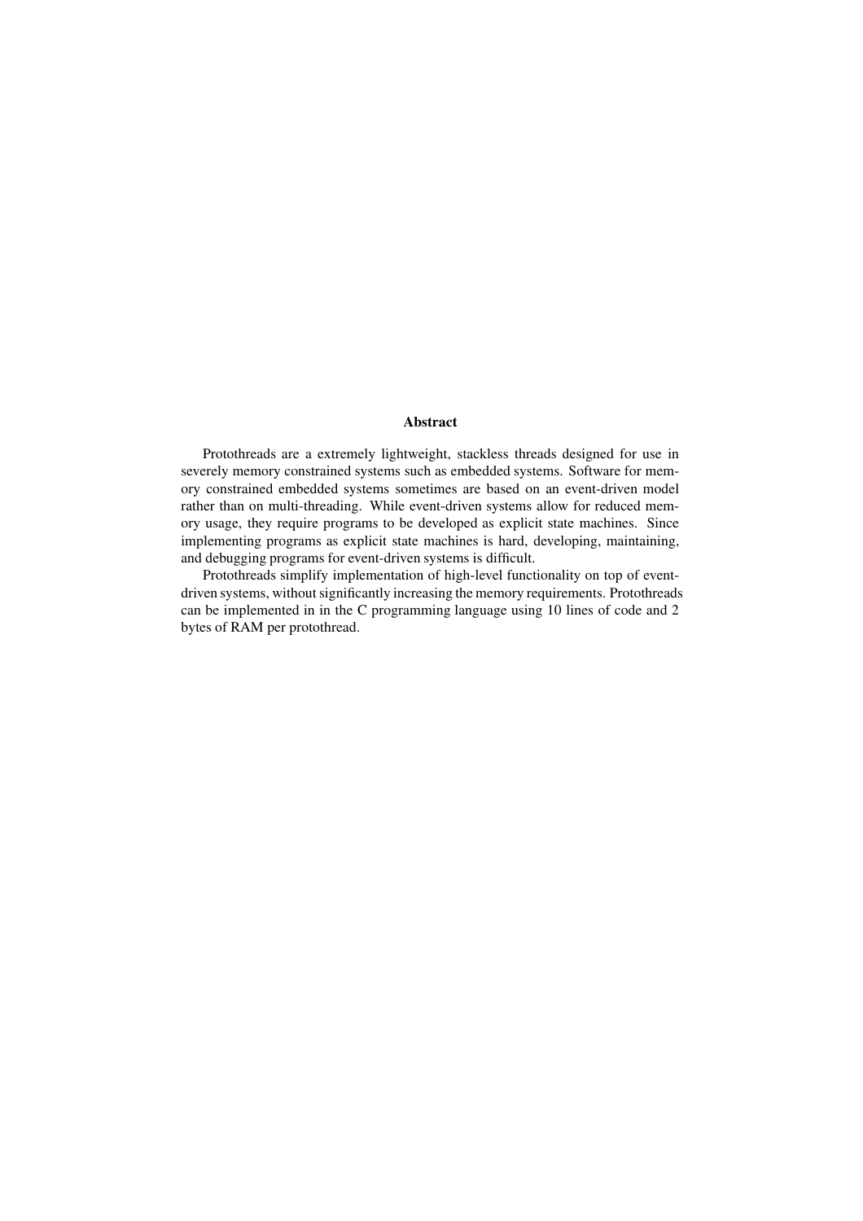## Abstract

Protothreads are a extremely lightweight, stackless threads designed for use in severely memory constrained systems such as embedded systems. Software for memory constrained embedded systems sometimes are based on an event-driven model rather than on multi-threading. While event-driven systems allow for reduced memory usage, they require programs to be developed as explicit state machines. Since implementing programs as explicit state machines is hard, developing, maintaining, and debugging programs for event-driven systems is difficult.

Protothreads simplify implementation of high-level functionality on top of event-driven systems, without significantly increasing the memory requirements. Protothreads can be implemented in in the C programming language using 10 lines of code and 2 bytes of RAM per protothread.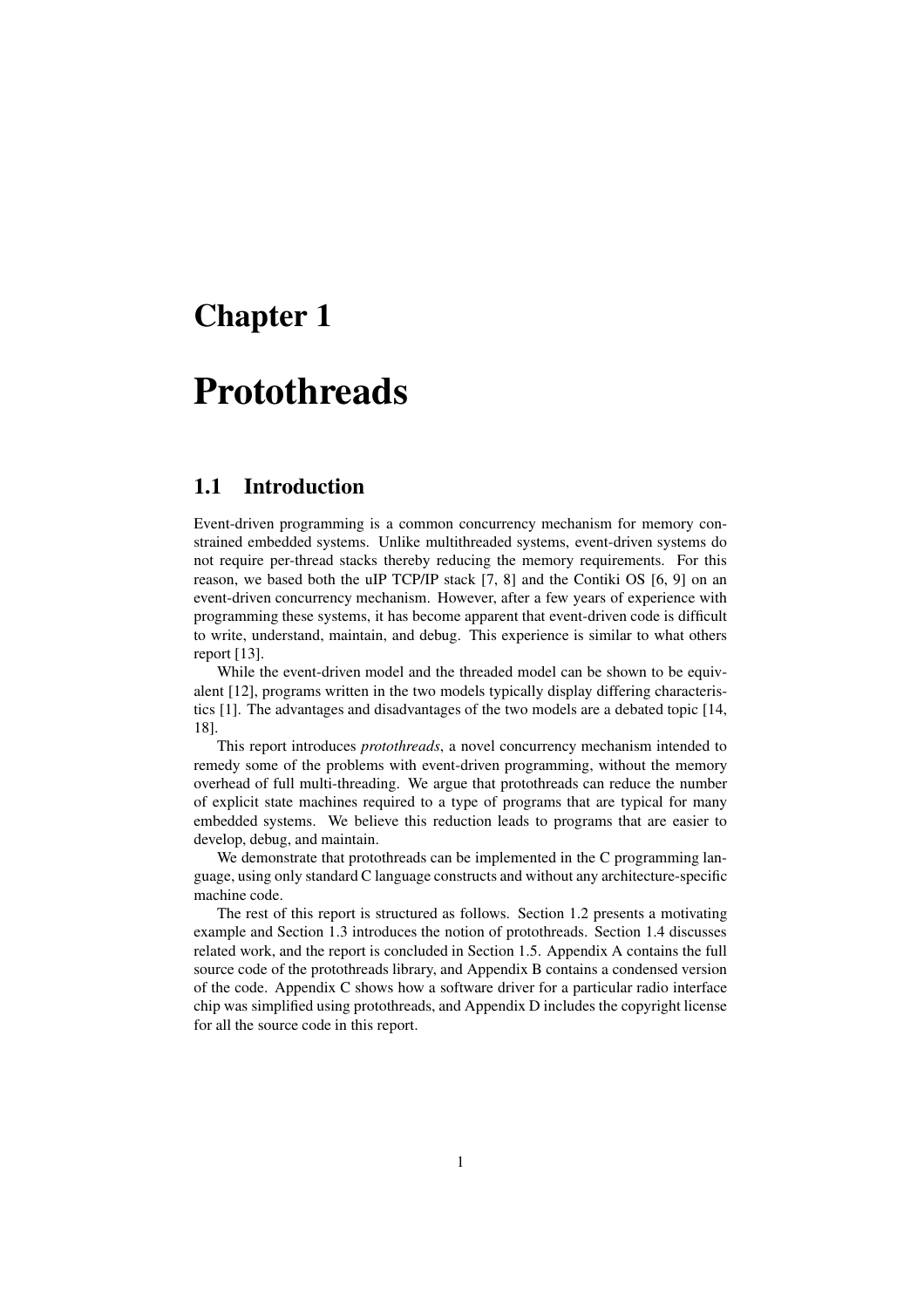# Chapter 1

# Protothreads

## 1.1 Introduction

Event-driven programming is a common concurrency mechanism for memory constrained embedded systems. Unlike multithreaded systems, event-driven systems do not require per-thread stacks thereby reducing the memory requirements. For this reason, we based both the uIP TCP/IP stack [7, 8] and the Contiki OS [6, 9] on an event-driven concurrency mechanism. However, after a few years of experience with programming these systems, it has become apparent that event-driven code is difficult to write, understand, maintain, and debug. This experience is similar to what others report [13].

While the event-driven model and the threaded model can be shown to be equivalent [12], programs written in the two models typically display differing characteristics [1]. The advantages and disadvantages of the two models are a debated topic [14, 18].

This report introduces *protothreads*, a novel concurrency mechanism intended to remedy some of the problems with event-driven programming, without the memory overhead of full multi-threading. We argue that protothreads can reduce the number of explicit state machines required to a type of programs that are typical for many embedded systems. We believe this reduction leads to programs that are easier to develop, debug, and maintain.

We demonstrate that protothreads can be implemented in the C programming language, using only standard C language constructs and without any architecture-specific machine code.

The rest of this report is structured as follows. Section 1.2 presents a motivating example and Section 1.3 introduces the notion of protothreads. Section 1.4 discusses related work, and the report is concluded in Section 1.5. Appendix A contains the full source code of the protothreads library, and Appendix B contains a condensed version of the code. Appendix C shows how a software driver for a particular radio interface chip was simplified using protothreads, and Appendix D includes the copyright license for all the source code in this report.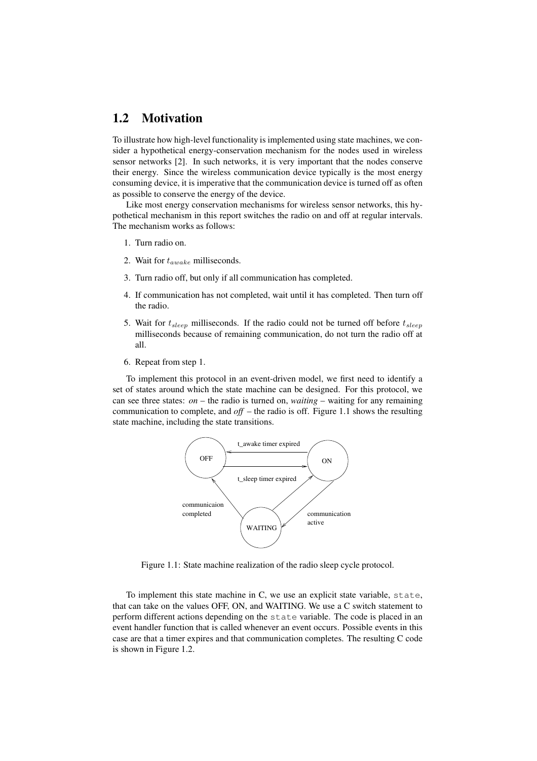## 1.2 Motivation

To illustrate how high-level functionality is implemented using state machines, we consider a hypothetical energy-conservation mechanism for the nodes used in wireless sensor networks [2]. In such networks, it is very important that the nodes conserve their energy. Since the wireless communication device typically is the most energy consuming device, it is imperative that the communication device is turned off as often as possible to conserve the energy of the device.

Like most energy conservation mechanisms for wireless sensor networks, this hypothetical mechanism in this report switches the radio on and off at regular intervals. The mechanism works as follows:

1. Turn radio on.
2. Wait for $t_{awake}$ milliseconds.
3. Turn radio off, but only if all communication has completed.
4. If communication has not completed, wait until it has completed. Then turn off the radio.
5. Wait for $t_{sleep}$ milliseconds. If the radio could not be turned off before $t_{sleep}$ milliseconds because of remaining communication, do not turn the radio off at all.
6. Repeat from step 1.

To implement this protocol in an event-driven model, we first need to identify a set of states around which the state machine can be designed. For this protocol, we can see three states: *on* – the radio is turned on, *waiting* – waiting for any remaining communication to complete, and *off* – the radio is off. Figure 1.1 shows the resulting state machine, including the state transitions.

Figure 1.1: State machine realization of the radio sleep cycle protocol.

To implement this state machine in C, we use an explicit state variable, `state`, that can take on the values OFF, ON, and WAITING. We use a C switch statement to perform different actions depending on the `state` variable. The code is placed in an event handler function that is called whenever an event occurs. Possible events in this case are that a timer expires and that communication completes. The resulting C code is shown in Figure 1.2.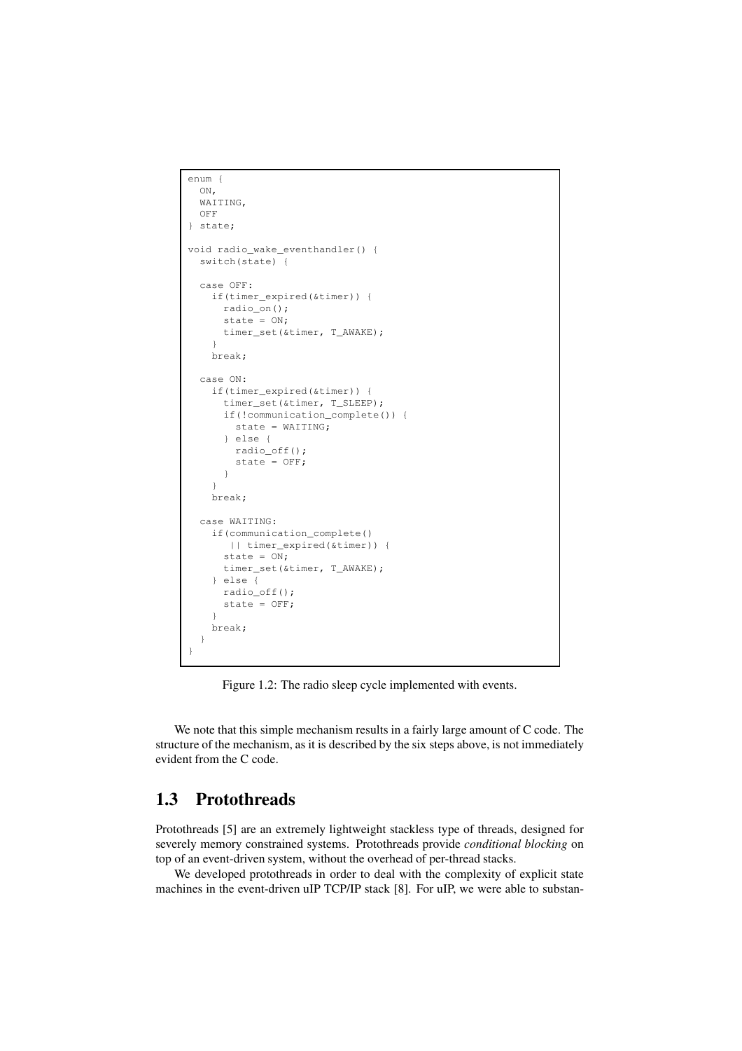```
enum {
  ON,
  WAITING,
  OFF
} state;

void radio_wake_eventhandler() {
  switch(state) {

  case OFF:
    if(timer_expired(&timer)) {
      radio_on();
      state = ON;
      timer_set(&timer, T_AWAKE);
    }
    break;

  case ON:
    if(timer_expired(&timer)) {
      timer_set(&timer, T_SLEEP);
      if(!communication_complete()) {
        state = WAITING;
      } else {
        radio_off();
        state = OFF;
      }
    }
    break;

  case WAITING:
    if(communication_complete()
       || timer_expired(&timer)) {
      state = ON;
      timer_set(&timer, T_AWAKE);
    } else {
      radio_off();
      state = OFF;
    }
    break;
  }
}
```

Figure 1.2: The radio sleep cycle implemented with events.

We note that this simple mechanism results in a fairly large amount of C code. The structure of the mechanism, as it is described by the six steps above, is not immediately evident from the C code.

## 1.3 Protothreads

Protothreads [5] are an extremely lightweight stackless type of threads, designed for severely memory constrained systems. Protothreads provide *conditional blocking* on top of an event-driven system, without the overhead of per-thread stacks.

We developed protothreads in order to deal with the complexity of explicit state machines in the event-driven uIP TCP/IP stack [8]. For uIP, we were able to substan-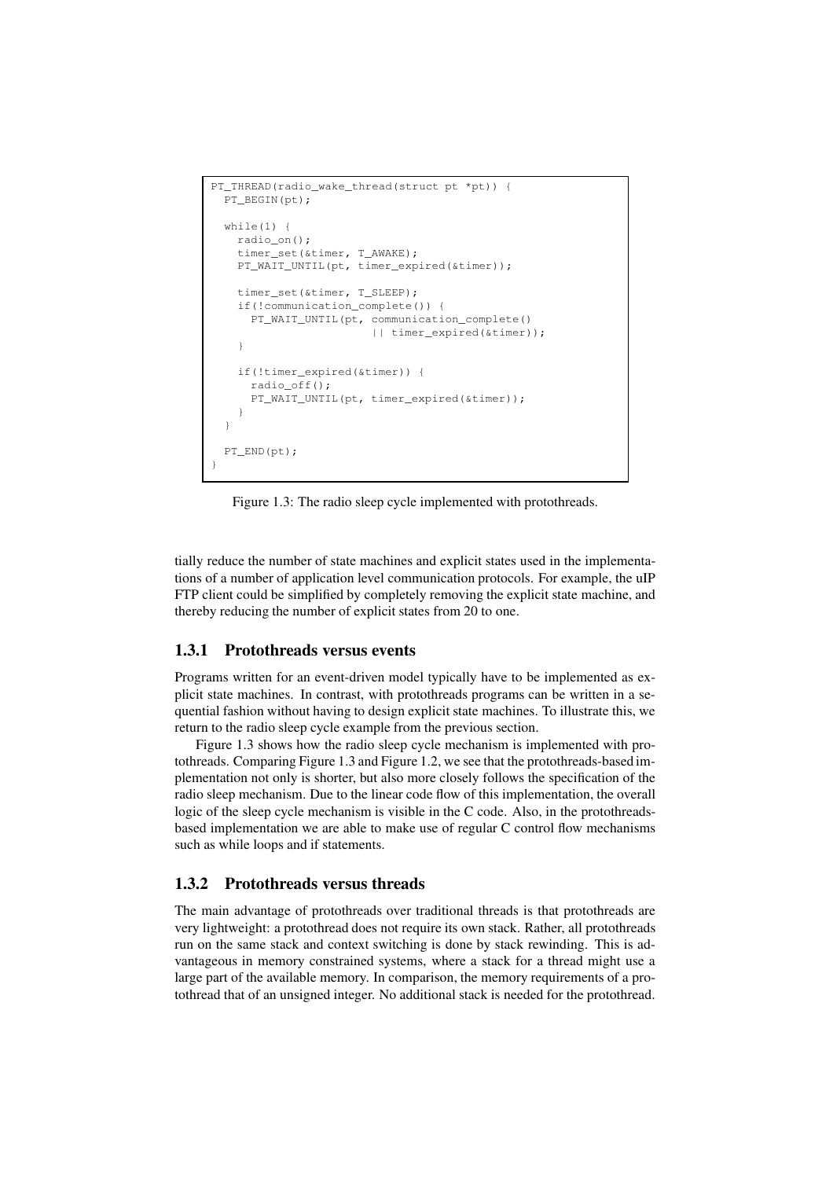```
PT_THREAD(radio_wake_thread(struct pt *pt)) {
  PT_BEGIN(pt);

  while(1) {
    radio_on();
    timer_set(&timer, T_AWAKE);
    PT_WAIT_UNTIL(pt, timer_expired(&timer));

    timer_set(&timer, T_SLEEP);
    if(!communication_complete()) {
      PT_WAIT_UNTIL(pt, communication_complete()
                        || timer_expired(&timer));
    }

    if(!timer_expired(&timer)) {
      radio_off();
      PT_WAIT_UNTIL(pt, timer_expired(&timer));
    }
  }

  PT_END(pt);
}
```

Figure 1.3: The radio sleep cycle implemented with protothreads.

tially reduce the number of state machines and explicit states used in the implementations of a number of application level communication protocols. For example, the uIP FTP client could be simplified by completely removing the explicit state machine, and thereby reducing the number of explicit states from 20 to one.

### 1.3.1 Protothreads versus events

Programs written for an event-driven model typically have to be implemented as explicit state machines. In contrast, with protothreads programs can be written in a sequential fashion without having to design explicit state machines. To illustrate this, we return to the radio sleep cycle example from the previous section.

Figure 1.3 shows how the radio sleep cycle mechanism is implemented with protothreads. Comparing Figure 1.3 and Figure 1.2, we see that the protothreads-based implementation not only is shorter, but also more closely follows the specification of the radio sleep mechanism. Due to the linear code flow of this implementation, the overall logic of the sleep cycle mechanism is visible in the C code. Also, in the protothreads-based implementation we are able to make use of regular C control flow mechanisms such as while loops and if statements.

### 1.3.2 Protothreads versus threads

The main advantage of protothreads over traditional threads is that protothreads are very lightweight: a protothread does not require its own stack. Rather, all protothreads run on the same stack and context switching is done by stack rewinding. This is advantageous in memory constrained systems, where a stack for a thread might use a large part of the available memory. In comparison, the memory requirements of a protothread that of an unsigned integer. No additional stack is needed for the protothread.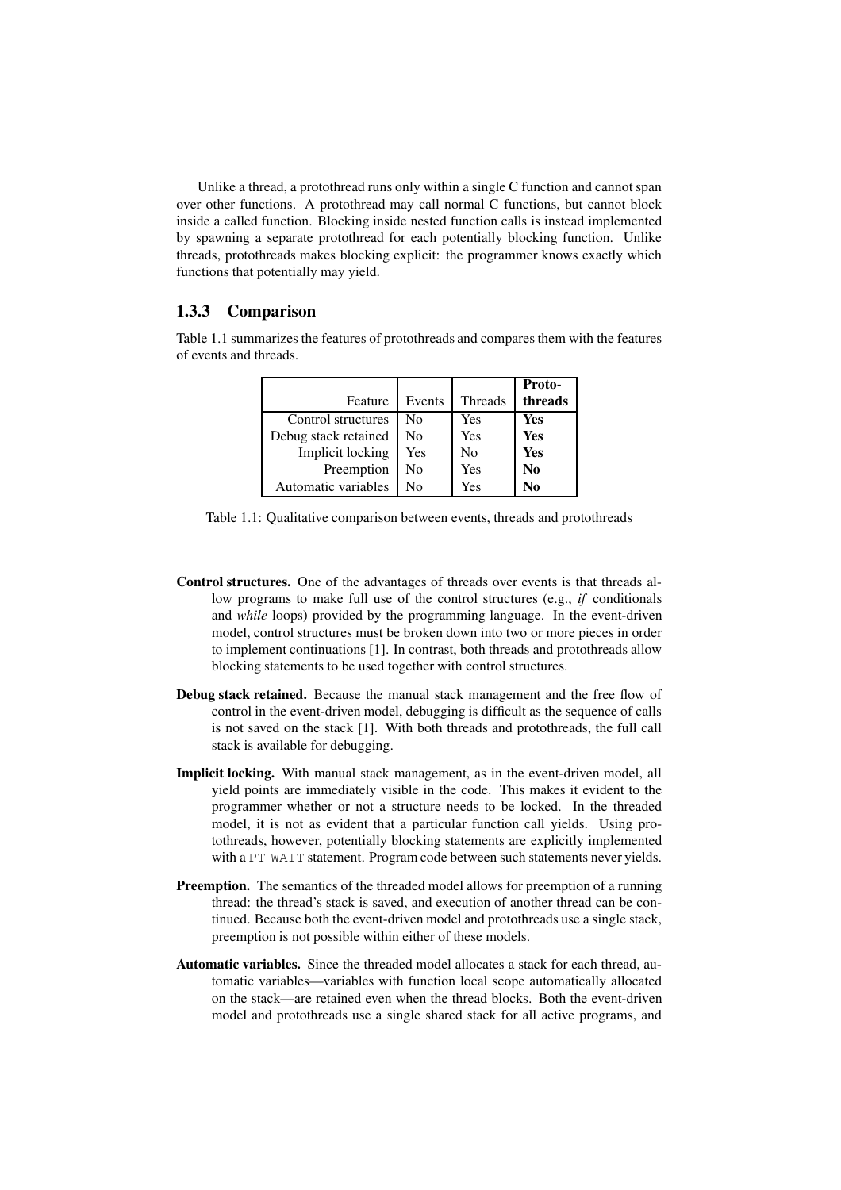Unlike a thread, a protothread runs only within a single C function and cannot span over other functions. A protothread may call normal C functions, but cannot block inside a called function. Blocking inside nested function calls is instead implemented by spawning a separate protothread for each potentially blocking function. Unlike threads, protothreads makes blocking explicit: the programmer knows exactly which functions that potentially may yield.

### 1.3.3 Comparison

Table 1.1 summarizes the features of protothreads and compares them with the features of events and threads.

| Feature | Events | Threads | **Proto-threads** |
|---|---|---|---|
| Control structures | No | Yes | **Yes** |
| Debug stack retained | No | Yes | **Yes** |
| Implicit locking | Yes | No | **Yes** |
| Preemption | No | Yes | **No** |
| Automatic variables | No | Yes | **No** |

Table 1.1: Qualitative comparison between events, threads and protothreads

**Control structures.** One of the advantages of threads over events is that threads allow programs to make full use of the control structures (e.g., *if* conditionals and *while* loops) provided by the programming language. In the event-driven model, control structures must be broken down into two or more pieces in order to implement continuations [1]. In contrast, both threads and protothreads allow blocking statements to be used together with control structures.

**Debug stack retained.** Because the manual stack management and the free flow of control in the event-driven model, debugging is difficult as the sequence of calls is not saved on the stack [1]. With both threads and protothreads, the full call stack is available for debugging.

**Implicit locking.** With manual stack management, as in the event-driven model, all yield points are immediately visible in the code. This makes it evident to the programmer whether or not a structure needs to be locked. In the threaded model, it is not as evident that a particular function call yields. Using protothreads, however, potentially blocking statements are explicitly implemented with a `PT_WAIT` statement. Program code between such statements never yields.

**Preemption.** The semantics of the threaded model allows for preemption of a running thread: the thread's stack is saved, and execution of another thread can be continued. Because both the event-driven model and protothreads use a single stack, preemption is not possible within either of these models.

**Automatic variables.** Since the threaded model allocates a stack for each thread, automatic variables—variables with function local scope automatically allocated on the stack—are retained even when the thread blocks. Both the event-driven model and protothreads use a single shared stack for all active programs, and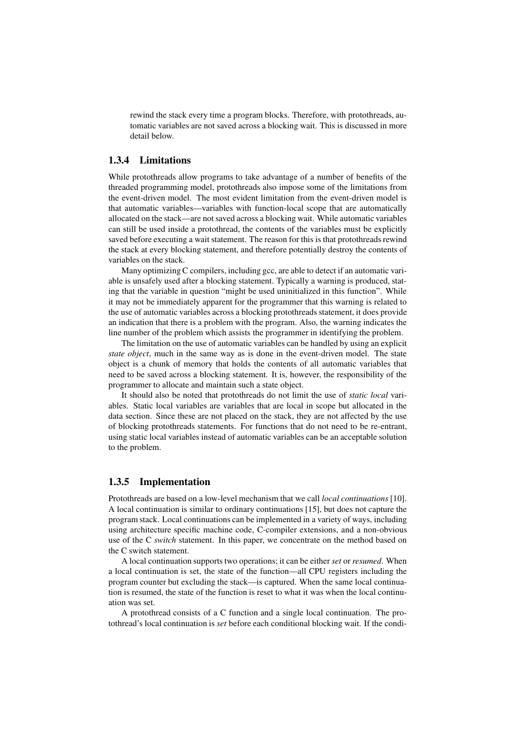rewind the stack every time a program blocks. Therefore, with protothreads, automatic variables are not saved across a blocking wait. This is discussed in more detail below.

### 1.3.4 Limitations

While protothreads allow programs to take advantage of a number of benefits of the threaded programming model, protothreads also impose some of the limitations from the event-driven model. The most evident limitation from the event-driven model is that automatic variables—variables with function-local scope that are automatically allocated on the stack—are not saved across a blocking wait. While automatic variables can still be used inside a protothread, the contents of the variables must be explicitly saved before executing a wait statement. The reason for this is that protothreads rewind the stack at every blocking statement, and therefore potentially destroy the contents of variables on the stack.

Many optimizing C compilers, including gcc, are able to detect if an automatic variable is unsafely used after a blocking statement. Typically a warning is produced, stating that the variable in question "might be used uninitialized in this function". While it may not be immediately apparent for the programmer that this warning is related to the use of automatic variables across a blocking protothreads statement, it does provide an indication that there is a problem with the program. Also, the warning indicates the line number of the problem which assists the programmer in identifying the problem.

The limitation on the use of automatic variables can be handled by using an explicit *state object*, much in the same way as is done in the event-driven model. The state object is a chunk of memory that holds the contents of all automatic variables that need to be saved across a blocking statement. It is, however, the responsibility of the programmer to allocate and maintain such a state object.

It should also be noted that protothreads do not limit the use of *static local* variables. Static local variables are variables that are local in scope but allocated in the data section. Since these are not placed on the stack, they are not affected by the use of blocking protothreads statements. For functions that do not need to be re-entrant, using static local variables instead of automatic variables can be an acceptable solution to the problem.

### 1.3.5 Implementation

Protothreads are based on a low-level mechanism that we call *local continuations* [10]. A local continuation is similar to ordinary continuations [15], but does not capture the program stack. Local continuations can be implemented in a variety of ways, including using architecture specific machine code, C-compiler extensions, and a non-obvious use of the C *switch* statement. In this paper, we concentrate on the method based on the C switch statement.

A local continuation supports two operations; it can be either *set* or *resumed*. When a local continuation is set, the state of the function—all CPU registers including the program counter but excluding the stack—is captured. When the same local continuation is resumed, the state of the function is reset to what it was when the local continuation was set.

A protothread consists of a C function and a single local continuation. The protothread's local continuation is *set* before each conditional blocking wait. If the condi-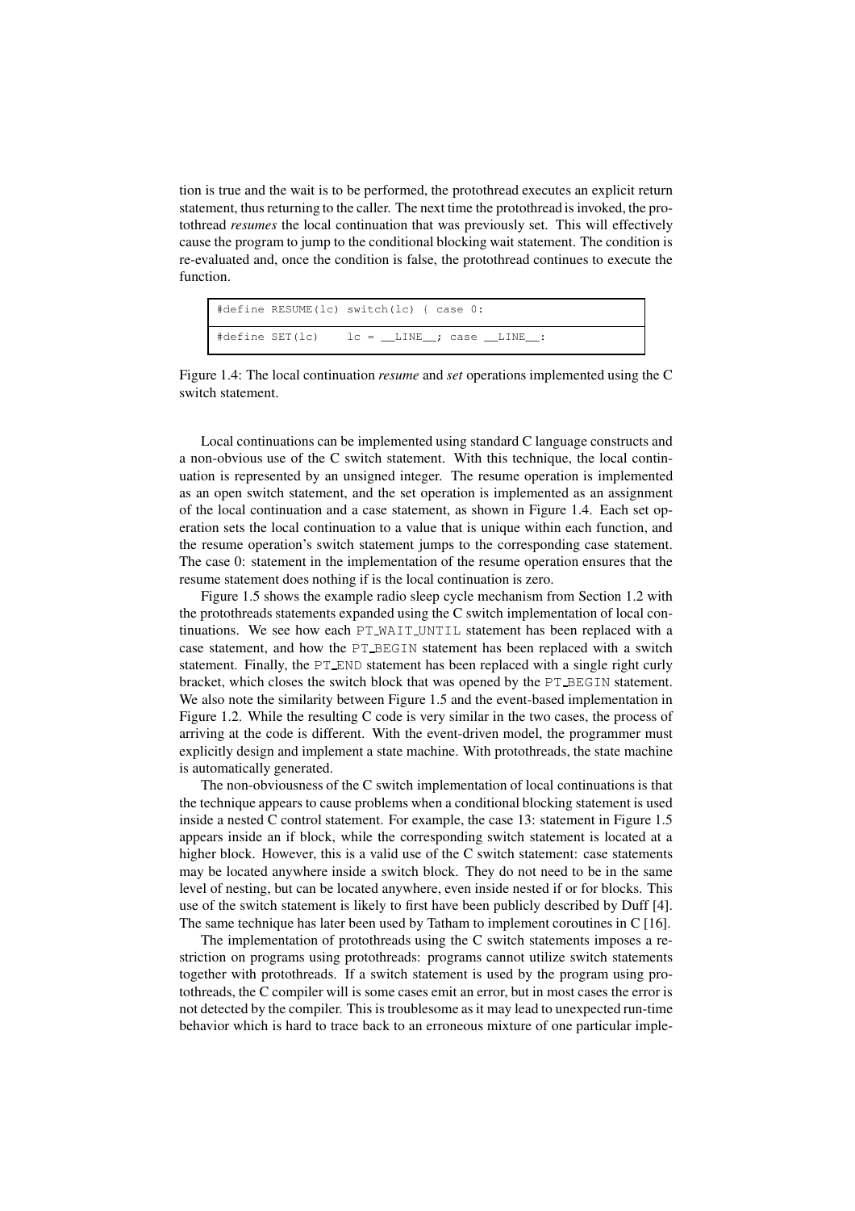tion is true and the wait is to be performed, the protothread executes an explicit return statement, thus returning to the caller. The next time the protothread is invoked, the protothread *resumes* the local continuation that was previously set. This will effectively cause the program to jump to the conditional blocking wait statement. The condition is re-evaluated and, once the condition is false, the protothread continues to execute the function.

```
#define RESUME(lc) switch(lc) { case 0:
#define SET(lc)    lc = __LINE__; case __LINE__:
```

Figure 1.4: The local continuation *resume* and *set* operations implemented using the C switch statement.

Local continuations can be implemented using standard C language constructs and a non-obvious use of the C switch statement. With this technique, the local continuation is represented by an unsigned integer. The resume operation is implemented as an open switch statement, and the set operation is implemented as an assignment of the local continuation and a case statement, as shown in Figure 1.4. Each set operation sets the local continuation to a value that is unique within each function, and the resume operation's switch statement jumps to the corresponding case statement. The case 0: statement in the implementation of the resume operation ensures that the resume statement does nothing if is the local continuation is zero.

Figure 1.5 shows the example radio sleep cycle mechanism from Section 1.2 with the protothreads statements expanded using the C switch implementation of local continuations. We see how each `PT_WAIT_UNTIL` statement has been replaced with a case statement, and how the `PT_BEGIN` statement has been replaced with a switch statement. Finally, the `PT_END` statement has been replaced with a single right curly bracket, which closes the switch block that was opened by the `PT_BEGIN` statement. We also note the similarity between Figure 1.5 and the event-based implementation in Figure 1.2. While the resulting C code is very similar in the two cases, the process of arriving at the code is different. With the event-driven model, the programmer must explicitly design and implement a state machine. With protothreads, the state machine is automatically generated.

The non-obviousness of the C switch implementation of local continuations is that the technique appears to cause problems when a conditional blocking statement is used inside a nested C control statement. For example, the case 13: statement in Figure 1.5 appears inside an if block, while the corresponding switch statement is located at a higher block. However, this is a valid use of the C switch statement: case statements may be located anywhere inside a switch block. They do not need to be in the same level of nesting, but can be located anywhere, even inside nested if or for blocks. This use of the switch statement is likely to first have been publicly described by Duff [4]. The same technique has later been used by Tatham to implement coroutines in C [16].

The implementation of protothreads using the C switch statements imposes a restriction on programs using protothreads: programs cannot utilize switch statements together with protothreads. If a switch statement is used by the program using protothreads, the C compiler will is some cases emit an error, but in most cases the error is not detected by the compiler. This is troublesome as it may lead to unexpected run-time behavior which is hard to trace back to an erroneous mixture of one particular imple-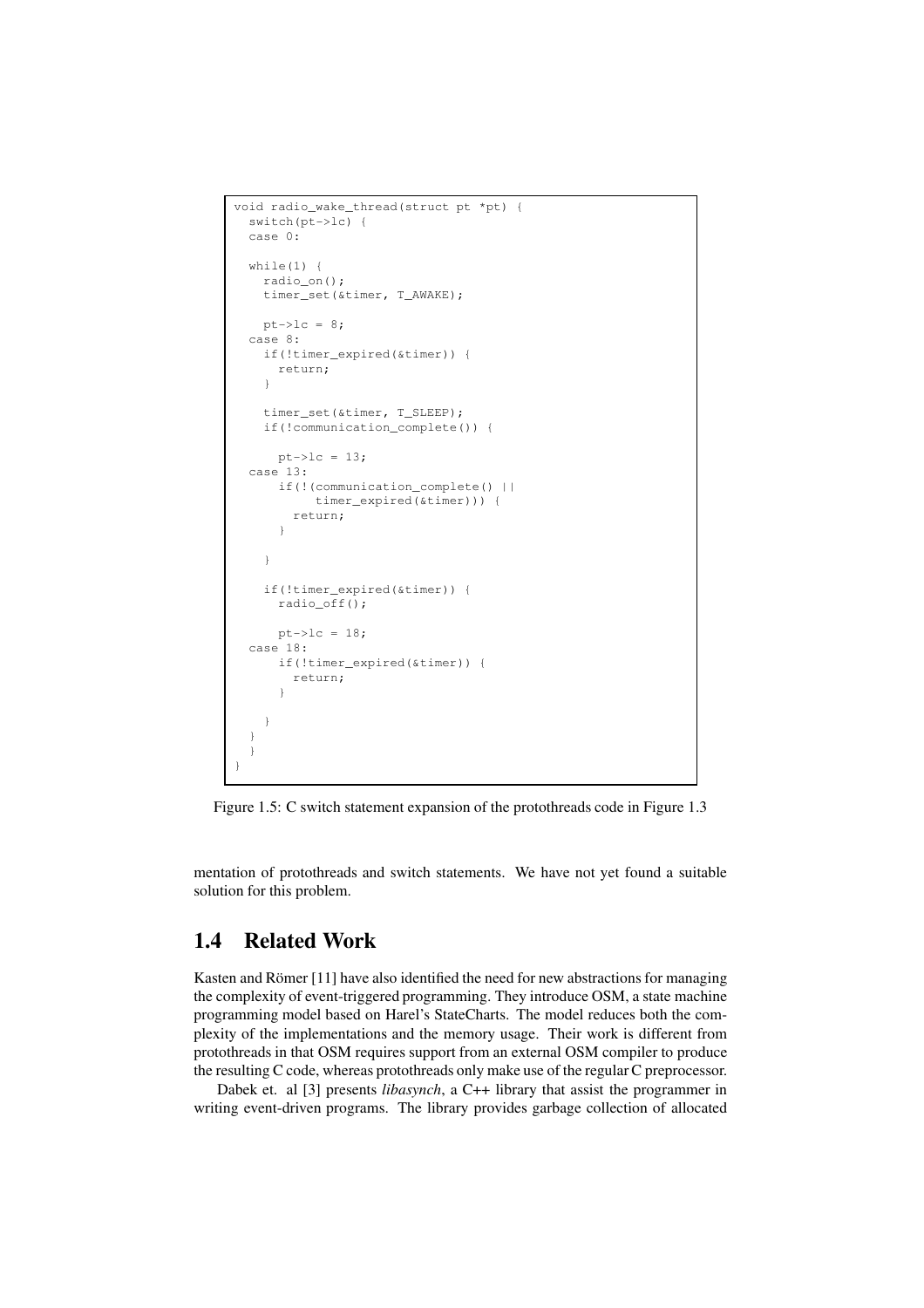```
void radio_wake_thread(struct pt *pt) {
  switch(pt->lc) {
  case 0:

  while(1) {
    radio_on();
    timer_set(&timer, T_AWAKE);

    pt->lc = 8;
  case 8:
    if(!timer_expired(&timer)) {
      return;
    }

    timer_set(&timer, T_SLEEP);
    if(!communication_complete()) {

      pt->lc = 13;
  case 13:
      if(!(communication_complete() ||
           timer_expired(&timer))) {
        return;
      }

    }

    if(!timer_expired(&timer)) {
      radio_off();

      pt->lc = 18;
  case 18:
      if(!timer_expired(&timer)) {
        return;
      }

    }
  }
  }
}
```

Figure 1.5: C switch statement expansion of the protothreads code in Figure 1.3

mentation of protothreads and switch statements. We have not yet found a suitable solution for this problem.

## 1.4 Related Work

Kasten and Römer [11] have also identified the need for new abstractions for managing the complexity of event-triggered programming. They introduce OSM, a state machine programming model based on Harel's StateCharts. The model reduces both the complexity of the implementations and the memory usage. Their work is different from protothreads in that OSM requires support from an external OSM compiler to produce the resulting C code, whereas protothreads only make use of the regular C preprocessor.

Dabek et. al [3] presents *libasynch*, a C++ library that assist the programmer in writing event-driven programs. The library provides garbage collection of allocated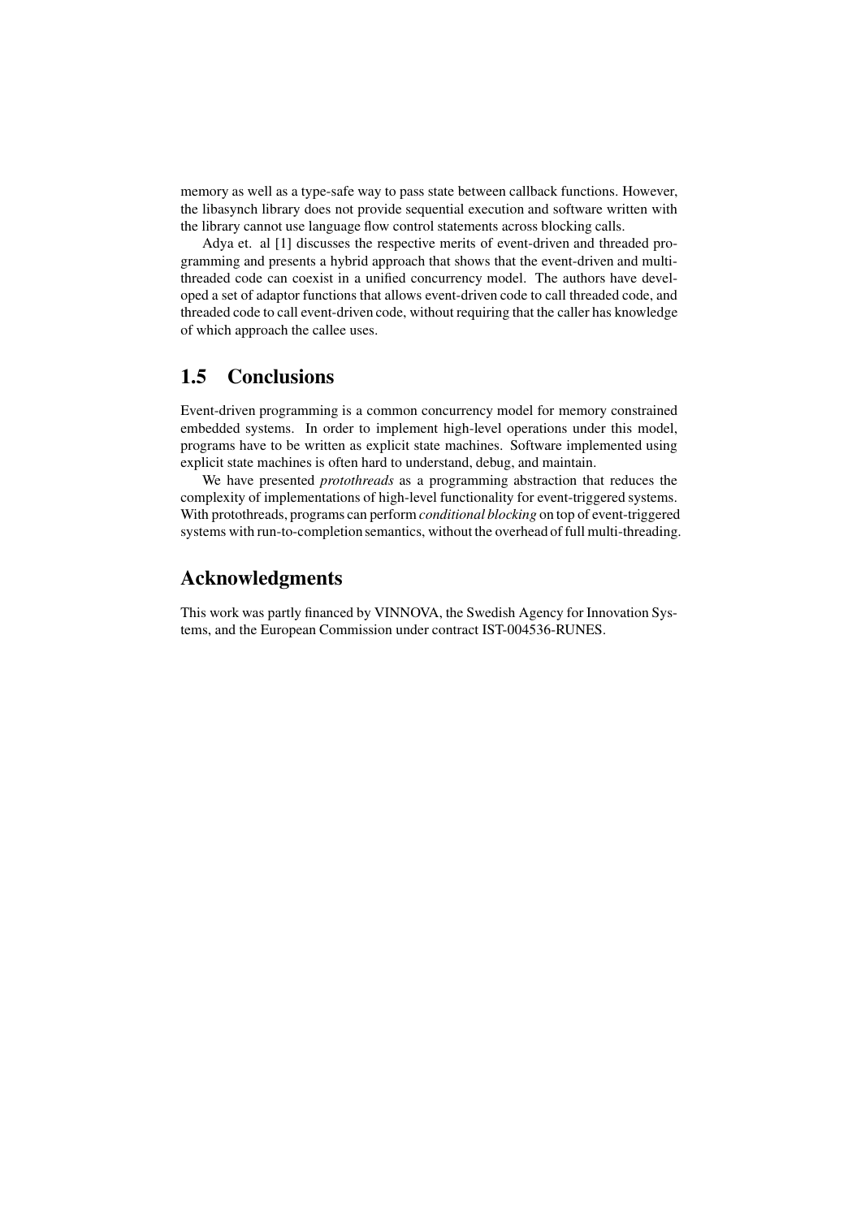memory as well as a type-safe way to pass state between callback functions. However, the libasynch library does not provide sequential execution and software written with the library cannot use language flow control statements across blocking calls.

Adya et. al [1] discusses the respective merits of event-driven and threaded programming and presents a hybrid approach that shows that the event-driven and multi-threaded code can coexist in a unified concurrency model. The authors have developed a set of adaptor functions that allows event-driven code to call threaded code, and threaded code to call event-driven code, without requiring that the caller has knowledge of which approach the callee uses.

## 1.5 Conclusions

Event-driven programming is a common concurrency model for memory constrained embedded systems. In order to implement high-level operations under this model, programs have to be written as explicit state machines. Software implemented using explicit state machines is often hard to understand, debug, and maintain.

We have presented *protothreads* as a programming abstraction that reduces the complexity of implementations of high-level functionality for event-triggered systems. With protothreads, programs can perform *conditional blocking* on top of event-triggered systems with run-to-completion semantics, without the overhead of full multi-threading.

## Acknowledgments

This work was partly financed by VINNOVA, the Swedish Agency for Innovation Systems, and the European Commission under contract IST-004536-RUNES.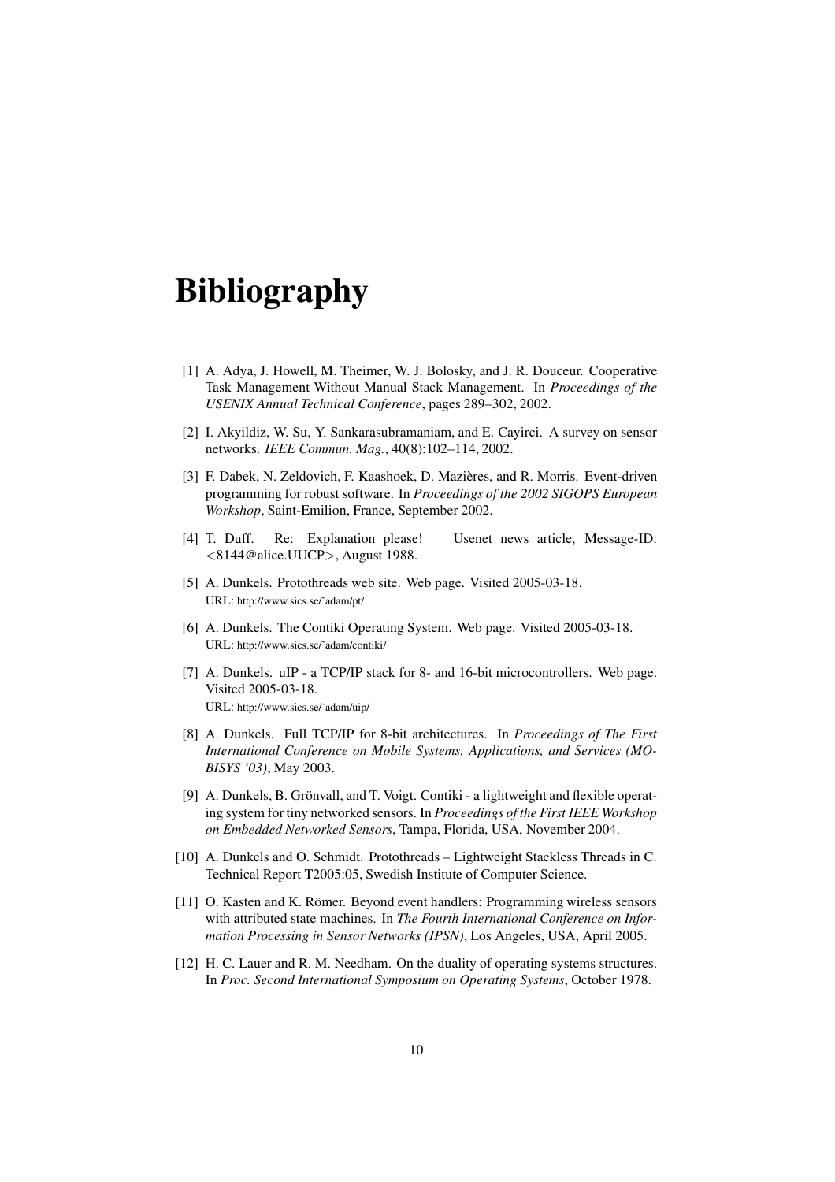# Bibliography

[1] A. Adya, J. Howell, M. Theimer, W. J. Bolosky, and J. R. Douceur. Cooperative Task Management Without Manual Stack Management. In *Proceedings of the USENIX Annual Technical Conference*, pages 289–302, 2002.

[2] I. Akyildiz, W. Su, Y. Sankarasubramaniam, and E. Cayirci. A survey on sensor networks. *IEEE Commun. Mag.*, 40(8):102–114, 2002.

[3] F. Dabek, N. Zeldovich, F. Kaashoek, D. Mazières, and R. Morris. Event-driven programming for robust software. In *Proceedings of the 2002 SIGOPS European Workshop*, Saint-Emilion, France, September 2002.

[4] T. Duff. Re: Explanation please! Usenet news article, Message-ID: <8144@alice.UUCP>, August 1988.

[5] A. Dunkels. Protothreads web site. Web page. Visited 2005-03-18.
URL: http://www.sics.se/~adam/pt/

[6] A. Dunkels. The Contiki Operating System. Web page. Visited 2005-03-18.
URL: http://www.sics.se/~adam/contiki/

[7] A. Dunkels. uIP - a TCP/IP stack for 8- and 16-bit microcontrollers. Web page. Visited 2005-03-18.
URL: http://www.sics.se/~adam/uip/

[8] A. Dunkels. Full TCP/IP for 8-bit architectures. In *Proceedings of The First International Conference on Mobile Systems, Applications, and Services (MOBISYS '03)*, May 2003.

[9] A. Dunkels, B. Grönvall, and T. Voigt. Contiki - a lightweight and flexible operating system for tiny networked sensors. In *Proceedings of the First IEEE Workshop on Embedded Networked Sensors*, Tampa, Florida, USA, November 2004.

[10] A. Dunkels and O. Schmidt. Protothreads – Lightweight Stackless Threads in C. Technical Report T2005:05, Swedish Institute of Computer Science.

[11] O. Kasten and K. Römer. Beyond event handlers: Programming wireless sensors with attributed state machines. In *The Fourth International Conference on Information Processing in Sensor Networks (IPSN)*, Los Angeles, USA, April 2005.

[12] H. C. Lauer and R. M. Needham. On the duality of operating systems structures. In *Proc. Second International Symposium on Operating Systems*, October 1978.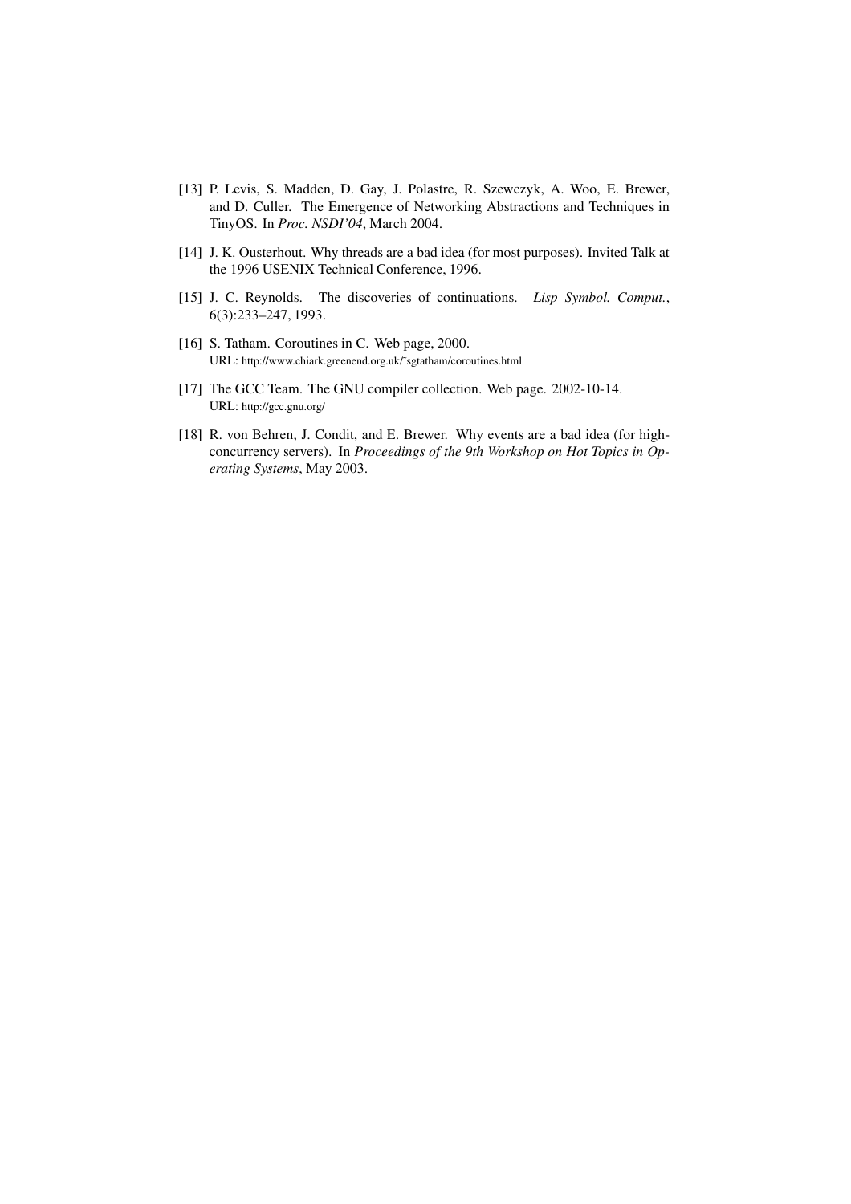[13] P. Levis, S. Madden, D. Gay, J. Polastre, R. Szewczyk, A. Woo, E. Brewer, and D. Culler. The Emergence of Networking Abstractions and Techniques in TinyOS. In *Proc. NSDI'04*, March 2004.

[14] J. K. Ousterhout. Why threads are a bad idea (for most purposes). Invited Talk at the 1996 USENIX Technical Conference, 1996.

[15] J. C. Reynolds. The discoveries of continuations. *Lisp Symbol. Comput.*, 6(3):233–247, 1993.

[16] S. Tatham. Coroutines in C. Web page, 2000.
URL: http://www.chiark.greenend.org.uk/~sgtatham/coroutines.html

[17] The GCC Team. The GNU compiler collection. Web page. 2002-10-14.
URL: http://gcc.gnu.org/

[18] R. von Behren, J. Condit, and E. Brewer. Why events are a bad idea (for high-concurrency servers). In *Proceedings of the 9th Workshop on Hot Topics in Operating Systems*, May 2003.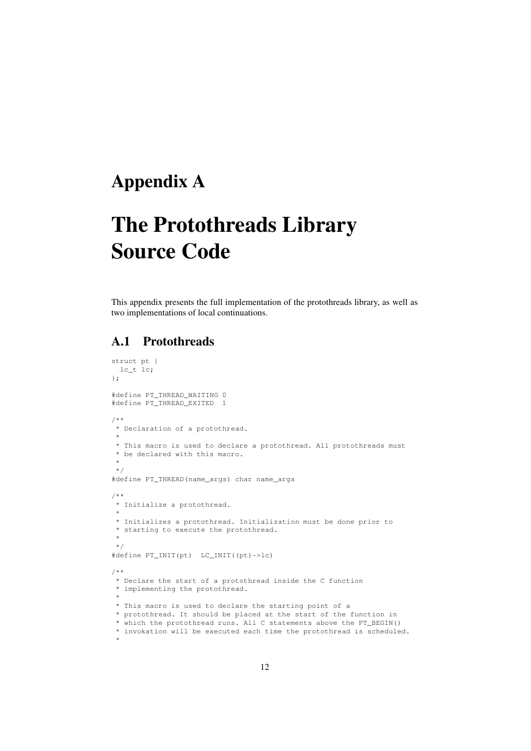# Appendix A

# The Protothreads Library Source Code

This appendix presents the full implementation of the protothreads library, as well as two implementations of local continuations.

## A.1 Protothreads

```
struct pt {
  lc_t lc;
};

#define PT_THREAD_WAITING 0
#define PT_THREAD_EXITED  1

/**
 * Declaration of a protothread.
 *
 * This macro is used to declare a protothread. All protothreads must
 * be declared with this macro.
 *
 */
#define PT_THREAD(name_args) char name_args

/**
 * Initialize a protothread.
 *
 * Initializes a protothread. Initialization must be done prior to
 * starting to execute the protothread.
 *
 */
#define PT_INIT(pt)  LC_INIT((pt)->lc)

/**
 * Declare the start of a protothread inside the C function
 * implementing the protothread.
 *
 * This macro is used to declare the starting point of a
 * protothread. It should be placed at the start of the function in
 * which the protothread runs. All C statements above the PT_BEGIN()
 * invokation will be executed each time the protothread is scheduled.
 *
```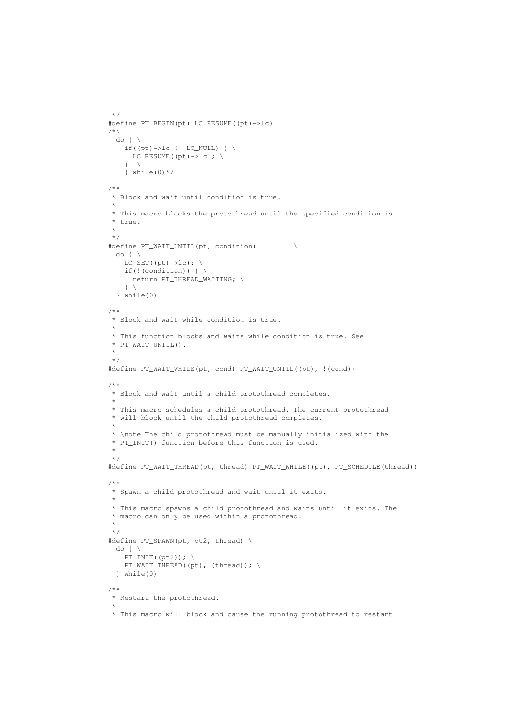```
 */
#define PT_BEGIN(pt) LC_RESUME((pt)->lc)
/*\
  do { \
    if((pt)->lc != LC_NULL) { \
      LC_RESUME((pt)->lc); \
    }  \
    } while(0)*/

/**
 * Block and wait until condition is true.
 *
 * This macro blocks the protothread until the specified condition is
 * true.
 *
 */
#define PT_WAIT_UNTIL(pt, condition)          \
  do { \
    LC_SET((pt)->lc); \
    if(!(condition)) { \
      return PT_THREAD_WAITING; \
    } \
  } while(0)

/**
 * Block and wait while condition is true.
 *
 * This function blocks and waits while condition is true. See
 * PT_WAIT_UNTIL().
 *
 */
#define PT_WAIT_WHILE(pt, cond) PT_WAIT_UNTIL((pt), !(cond))

/**
 * Block and wait until a child protothread completes.
 *
 * This macro schedules a child protothread. The current protothread
 * will block until the child protothread completes.
 *
 * \note The child protothread must be manually initialized with the
 * PT_INIT() function before this function is used.
 *
 */
#define PT_WAIT_THREAD(pt, thread) PT_WAIT_WHILE((pt), PT_SCHEDULE(thread))

/**
 * Spawn a child protothread and wait until it exits.
 *
 * This macro spawns a child protothread and waits until it exits. The
 * macro can only be used within a protothread.
 *
 */
#define PT_SPAWN(pt, pt2, thread) \
  do { \
    PT_INIT((pt2)); \
    PT_WAIT_THREAD((pt), (thread)); \
  } while(0)

/**
 * Restart the protothread.
 *
 * This macro will block and cause the running protothread to restart
```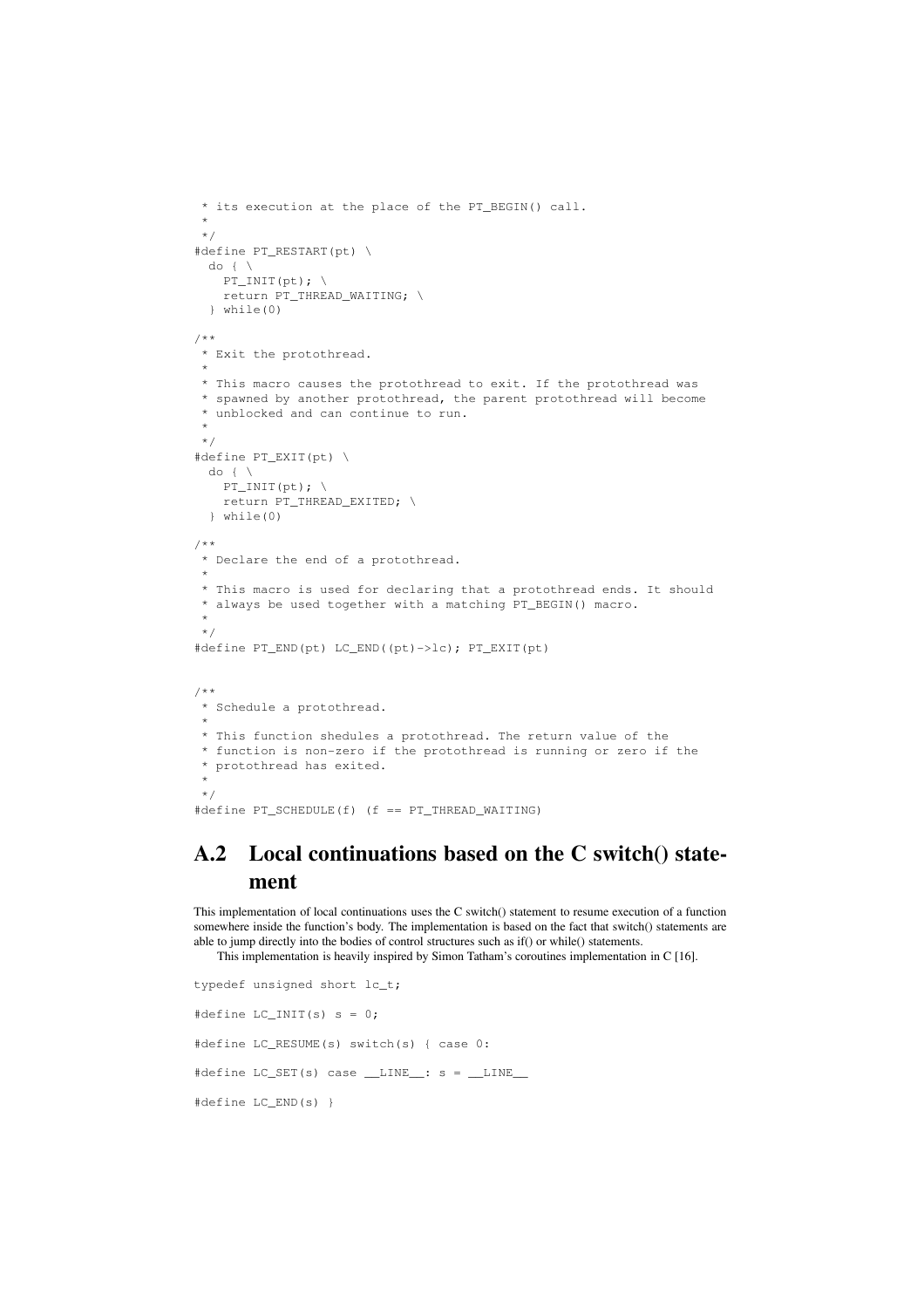```
 * its execution at the place of the PT_BEGIN() call.
 *
 */
#define PT_RESTART(pt) \
  do { \
    PT_INIT(pt); \
    return PT_THREAD_WAITING; \
  } while(0)

/**
 * Exit the protothread.
 *
 * This macro causes the protothread to exit. If the protothread was
 * spawned by another protothread, the parent protothread will become
 * unblocked and can continue to run.
 *
 */
#define PT_EXIT(pt) \
  do { \
    PT_INIT(pt); \
    return PT_THREAD_EXITED; \
  } while(0)

/**
 * Declare the end of a protothread.
 *
 * This macro is used for declaring that a protothread ends. It should
 * always be used together with a matching PT_BEGIN() macro.
 *
 */
#define PT_END(pt) LC_END((pt)->lc); PT_EXIT(pt)


/**
 * Schedule a protothread.
 *
 * This function shedules a protothread. The return value of the
 * function is non-zero if the protothread is running or zero if the
 * protothread has exited.
 *
 */
#define PT_SCHEDULE(f) (f == PT_THREAD_WAITING)
```

## A.2 Local continuations based on the C switch() statement

This implementation of local continuations uses the C switch() statement to resume execution of a function somewhere inside the function's body. The implementation is based on the fact that switch() statements are able to jump directly into the bodies of control structures such as if() or while() statements.

This implementation is heavily inspired by Simon Tatham's coroutines implementation in C [16].

```
typedef unsigned short lc_t;

#define LC_INIT(s) s = 0;

#define LC_RESUME(s) switch(s) { case 0:

#define LC_SET(s) case __LINE__: s = __LINE__

#define LC_END(s) }
```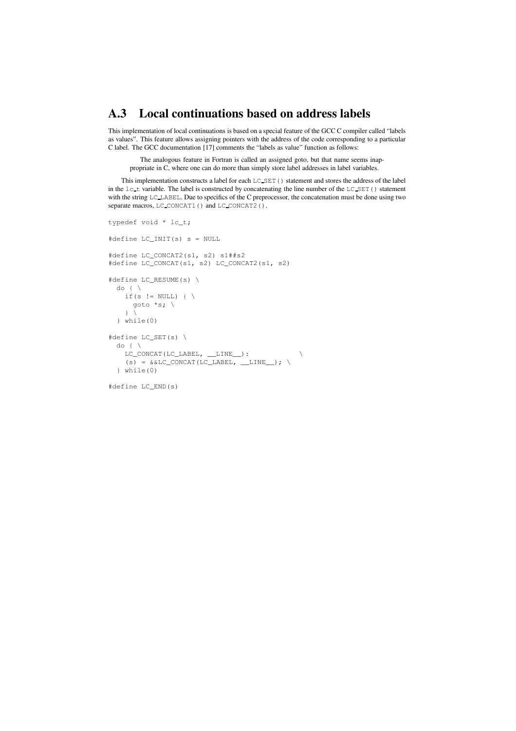## A.3 Local continuations based on address labels

This implementation of local continuations is based on a special feature of the GCC C compiler called "labels as values". This feature allows assigning pointers with the address of the code corresponding to a particular C label. The GCC documentation [17] comments the "labels as value" function as follows:

> The analogous feature in Fortran is called an assigned goto, but that name seems inappropriate in C, where one can do more than simply store label addresses in label variables.

This implementation constructs a label for each `LC_SET()` statement and stores the address of the label in the `lc_t` variable. The label is constructed by concatenating the line number of the `LC_SET()` statement with the string `LC_LABEL`. Due to specifics of the C preprocessor, the concatenation must be done using two separate macros, `LC_CONCAT1()` and `LC_CONCAT2()`.

```
typedef void * lc_t;

#define LC_INIT(s) s = NULL

#define LC_CONCAT2(s1, s2) s1##s2
#define LC_CONCAT(s1, s2) LC_CONCAT2(s1, s2)

#define LC_RESUME(s) \
  do { \
    if(s != NULL) { \
      goto *s; \
    } \
  } while(0)

#define LC_SET(s) \
  do { \
    LC_CONCAT(LC_LABEL, __LINE__):            \
    (s) = &&LC_CONCAT(LC_LABEL, __LINE__); \
  } while(0)

#define LC_END(s)
```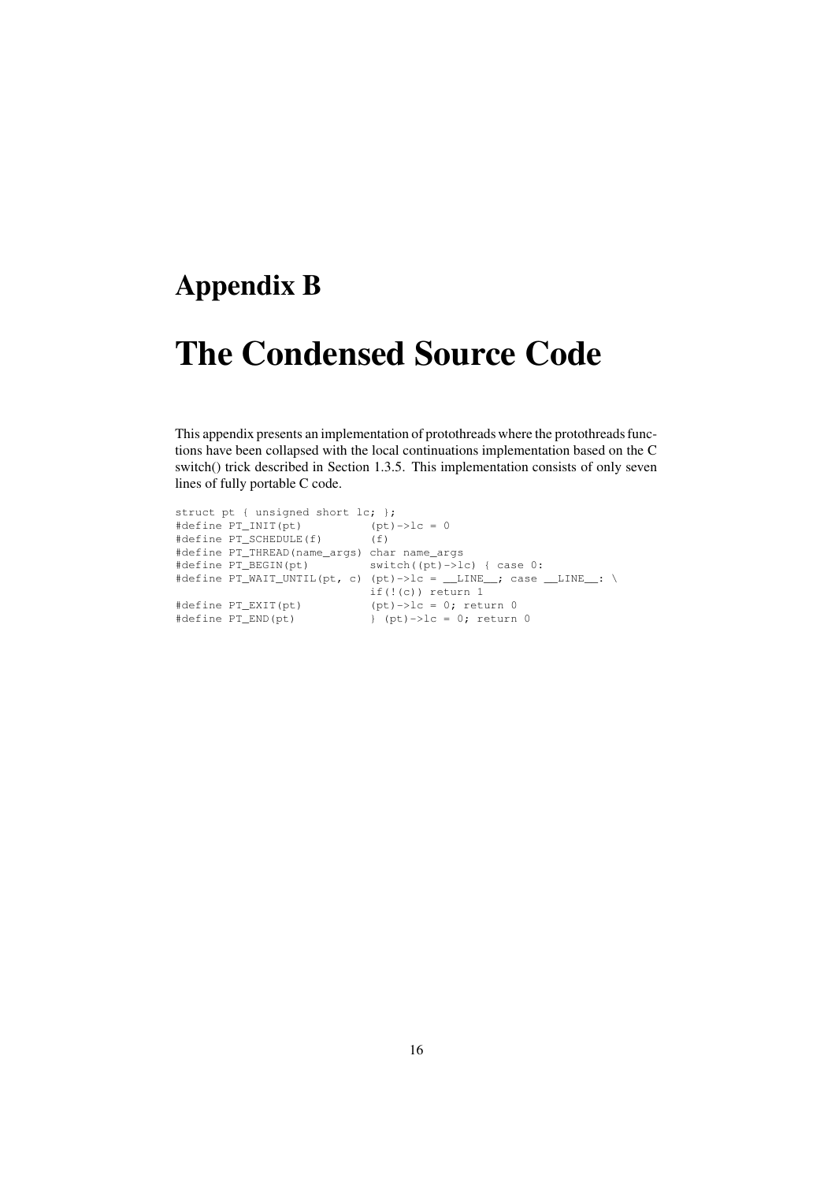# Appendix B

# The Condensed Source Code

This appendix presents an implementation of protothreads where the protothreads functions have been collapsed with the local continuations implementation based on the C switch() trick described in Section 1.3.5. This implementation consists of only seven lines of fully portable C code.

```
struct pt { unsigned short lc; };
#define PT_INIT(pt)          (pt)->lc = 0
#define PT_SCHEDULE(f)       (f)
#define PT_THREAD(name_args) char name_args
#define PT_BEGIN(pt)         switch((pt)->lc) { case 0:
#define PT_WAIT_UNTIL(pt, c) (pt)->lc = __LINE__; case __LINE__: \
                             if(!(c)) return 1
#define PT_EXIT(pt)          (pt)->lc = 0; return 0
#define PT_END(pt)           } (pt)->lc = 0; return 0
```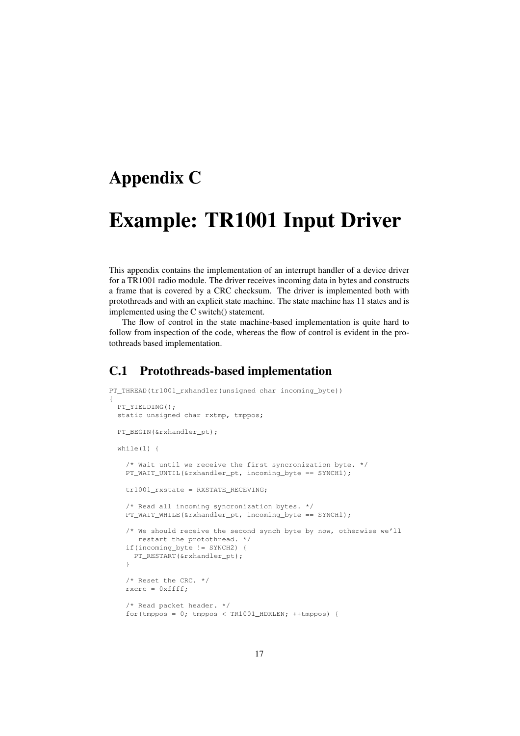# Appendix C

# Example: TR1001 Input Driver

This appendix contains the implementation of an interrupt handler of a device driver for a TR1001 radio module. The driver receives incoming data in bytes and constructs a frame that is covered by a CRC checksum. The driver is implemented both with protothreads and with an explicit state machine. The state machine has 11 states and is implemented using the C switch() statement.

The flow of control in the state machine-based implementation is quite hard to follow from inspection of the code, whereas the flow of control is evident in the protothreads based implementation.

## C.1 Protothreads-based implementation

```
PT_THREAD(tr1001_rxhandler(unsigned char incoming_byte))
{
  PT_YIELDING();
  static unsigned char rxtmp, tmppos;

  PT_BEGIN(&rxhandler_pt);

  while(1) {

    /* Wait until we receive the first syncronization byte. */
    PT_WAIT_UNTIL(&rxhandler_pt, incoming_byte == SYNCH1);

    tr1001_rxstate = RXSTATE_RECEVING;

    /* Read all incoming syncronization bytes. */
    PT_WAIT_WHILE(&rxhandler_pt, incoming_byte == SYNCH1);

    /* We should receive the second synch byte by now, otherwise we'll
       restart the protothread. */
    if(incoming_byte != SYNCH2) {
      PT_RESTART(&rxhandler_pt);
    }

    /* Reset the CRC. */
    rxcrc = 0xffff;

    /* Read packet header. */
    for(tmppos = 0; tmppos < TR1001_HDRLEN; ++tmppos) {
```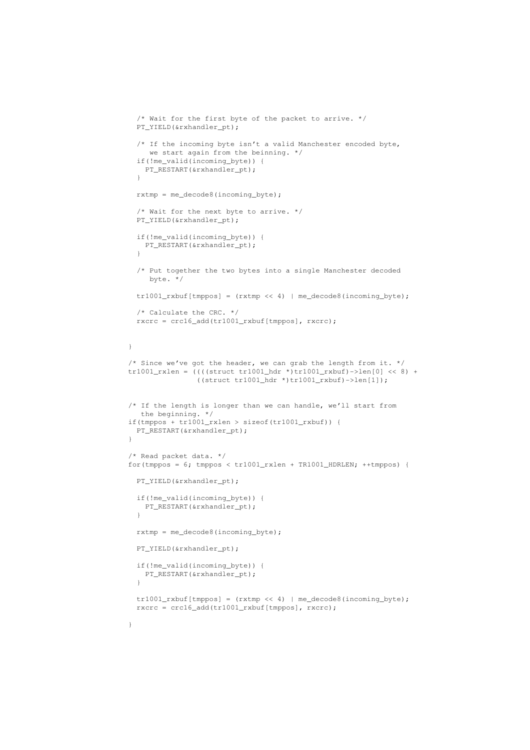```
    /* Wait for the first byte of the packet to arrive. */
    PT_YIELD(&rxhandler_pt);

    /* If the incoming byte isn't a valid Manchester encoded byte,
       we start again from the beinning. */
    if(!me_valid(incoming_byte)) {
      PT_RESTART(&rxhandler_pt);
    }

    rxtmp = me_decode8(incoming_byte);

    /* Wait for the next byte to arrive. */
    PT_YIELD(&rxhandler_pt);

    if(!me_valid(incoming_byte)) {
      PT_RESTART(&rxhandler_pt);
    }

    /* Put together the two bytes into a single Manchester decoded
       byte. */

    tr1001_rxbuf[tmppos] = (rxtmp << 4) | me_decode8(incoming_byte);

    /* Calculate the CRC. */
    rxcrc = crc16_add(tr1001_rxbuf[tmppos], rxcrc);


  }

  /* Since we've got the header, we can grab the length from it. */
  tr1001_rxlen = ((((struct tr1001_hdr *)tr1001_rxbuf)->len[0] << 8) +
                  ((struct tr1001_hdr *)tr1001_rxbuf)->len[1]);


  /* If the length is longer than we can handle, we'll start from
     the beginning. */
  if(tmppos + tr1001_rxlen > sizeof(tr1001_rxbuf)) {
    PT_RESTART(&rxhandler_pt);
  }

  /* Read packet data. */
  for(tmppos = 6; tmppos < tr1001_rxlen + TR1001_HDRLEN; ++tmppos) {

    PT_YIELD(&rxhandler_pt);

    if(!me_valid(incoming_byte)) {
      PT_RESTART(&rxhandler_pt);
    }

    rxtmp = me_decode8(incoming_byte);

    PT_YIELD(&rxhandler_pt);

    if(!me_valid(incoming_byte)) {
      PT_RESTART(&rxhandler_pt);
    }

    tr1001_rxbuf[tmppos] = (rxtmp << 4) | me_decode8(incoming_byte);
    rxcrc = crc16_add(tr1001_rxbuf[tmppos], rxcrc);

  }
```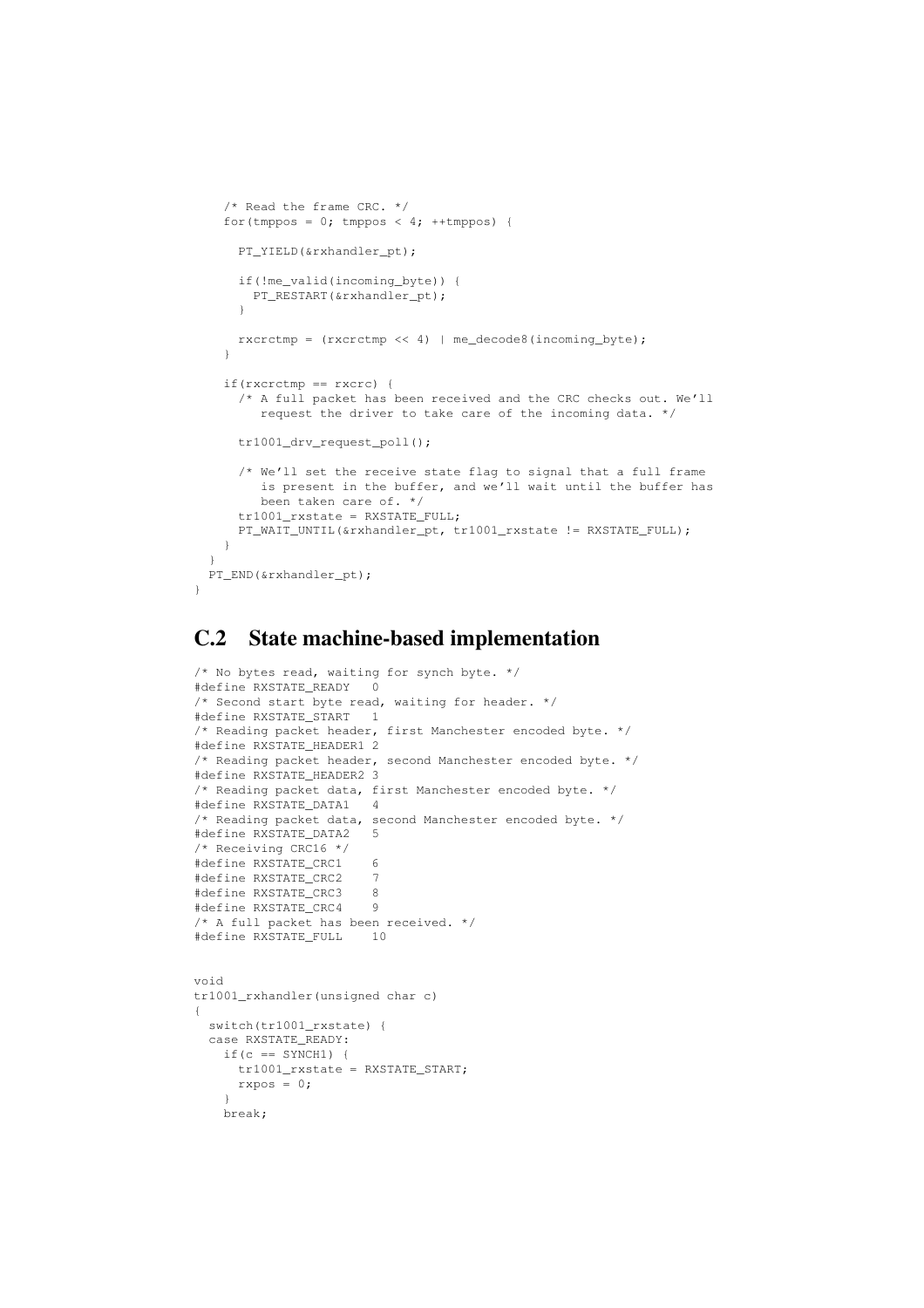```
    /* Read the frame CRC. */
    for(tmppos = 0; tmppos < 4; ++tmppos) {

      PT_YIELD(&rxhandler_pt);

      if(!me_valid(incoming_byte)) {
        PT_RESTART(&rxhandler_pt);
      }

      rxcrctmp = (rxcrctmp << 4) | me_decode8(incoming_byte);
    }

    if(rxcrctmp == rxcrc) {
      /* A full packet has been received and the CRC checks out. We'll
         request the driver to take care of the incoming data. */

      tr1001_drv_request_poll();

      /* We'll set the receive state flag to signal that a full frame
         is present in the buffer, and we'll wait until the buffer has
         been taken care of. */
      tr1001_rxstate = RXSTATE_FULL;
      PT_WAIT_UNTIL(&rxhandler_pt, tr1001_rxstate != RXSTATE_FULL);
    }
  }
  PT_END(&rxhandler_pt);
}
```

## C.2 State machine-based implementation

```
/* No bytes read, waiting for synch byte. */
#define RXSTATE_READY   0
/* Second start byte read, waiting for header. */
#define RXSTATE_START   1
/* Reading packet header, first Manchester encoded byte. */
#define RXSTATE_HEADER1 2
/* Reading packet header, second Manchester encoded byte. */
#define RXSTATE_HEADER2 3
/* Reading packet data, first Manchester encoded byte. */
#define RXSTATE_DATA1   4
/* Reading packet data, second Manchester encoded byte. */
#define RXSTATE_DATA2   5
/* Receiving CRC16 */
#define RXSTATE_CRC1    6
#define RXSTATE_CRC2    7
#define RXSTATE_CRC3    8
#define RXSTATE_CRC4    9
/* A full packet has been received. */
#define RXSTATE_FULL    10


void
tr1001_rxhandler(unsigned char c)
{
  switch(tr1001_rxstate) {
  case RXSTATE_READY:
    if(c == SYNCH1) {
      tr1001_rxstate = RXSTATE_START;
      rxpos = 0;
    }
    break;
```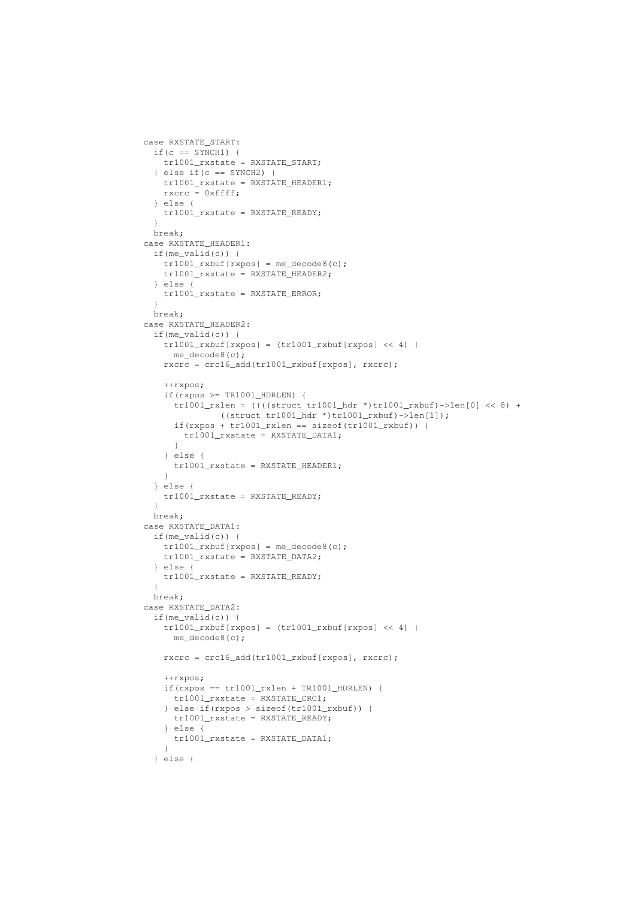```
case RXSTATE_START:
  if(c == SYNCH1) {
    tr1001_rxstate = RXSTATE_START;
  } else if(c == SYNCH2) {
    tr1001_rxstate = RXSTATE_HEADER1;
    rxcrc = 0xffff;
  } else {
    tr1001_rxstate = RXSTATE_READY;
  }
  break;
case RXSTATE_HEADER1:
  if(me_valid(c)) {
    tr1001_rxbuf[rxpos] = me_decode8(c);
    tr1001_rxstate = RXSTATE_HEADER2;
  } else {
    tr1001_rxstate = RXSTATE_ERROR;
  }
  break;
case RXSTATE_HEADER2:
  if(me_valid(c)) {
    tr1001_rxbuf[rxpos] = (tr1001_rxbuf[rxpos] << 4) |
      me_decode8(c);
    rxcrc = crc16_add(tr1001_rxbuf[rxpos], rxcrc);

    ++rxpos;
    if(rxpos >= TR1001_HDRLEN) {
      tr1001_rxlen = ((((struct tr1001_hdr *)tr1001_rxbuf)->len[0] << 8) +
                ((struct tr1001_hdr *)tr1001_rxbuf)->len[1]);
      if(rxpos + tr1001_rxlen == sizeof(tr1001_rxbuf)) {
        tr1001_rxstate = RXSTATE_DATA1;
      }
    } else {
      tr1001_rxstate = RXSTATE_HEADER1;
    }
  } else {
    tr1001_rxstate = RXSTATE_READY;
  }
  break;
case RXSTATE_DATA1:
  if(me_valid(c)) {
    tr1001_rxbuf[rxpos] = me_decode8(c);
    tr1001_rxstate = RXSTATE_DATA2;
  } else {
    tr1001_rxstate = RXSTATE_READY;
  }
  break;
case RXSTATE_DATA2:
  if(me_valid(c)) {
    tr1001_rxbuf[rxpos] = (tr1001_rxbuf[rxpos] << 4) |
      me_decode8(c);

    rxcrc = crc16_add(tr1001_rxbuf[rxpos], rxcrc);

    ++rxpos;
    if(rxpos == tr1001_rxlen + TR1001_HDRLEN) {
      tr1001_rxstate = RXSTATE_CRC1;
    } else if(rxpos > sizeof(tr1001_rxbuf)) {
      tr1001_rxstate = RXSTATE_READY;
    } else {
      tr1001_rxstate = RXSTATE_DATA1;
    }
  } else {
```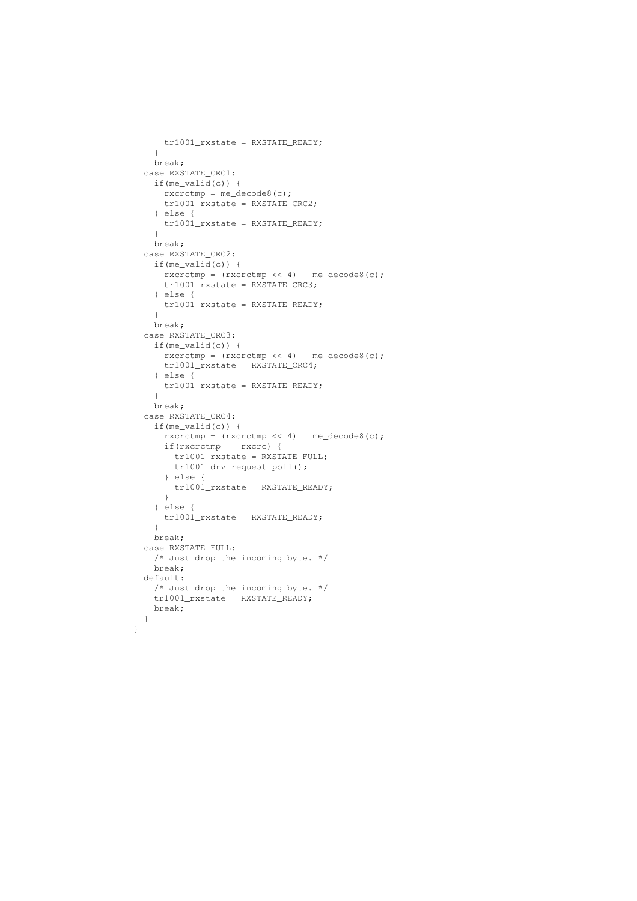```
      tr1001_rxstate = RXSTATE_READY;
    }
    break;
  case RXSTATE_CRC1:
    if(me_valid(c)) {
      rxcrctmp = me_decode8(c);
      tr1001_rxstate = RXSTATE_CRC2;
    } else {
      tr1001_rxstate = RXSTATE_READY;
    }
    break;
  case RXSTATE_CRC2:
    if(me_valid(c)) {
      rxcrctmp = (rxcrctmp << 4) | me_decode8(c);
      tr1001_rxstate = RXSTATE_CRC3;
    } else {
      tr1001_rxstate = RXSTATE_READY;
    }
    break;
  case RXSTATE_CRC3:
    if(me_valid(c)) {
      rxcrctmp = (rxcrctmp << 4) | me_decode8(c);
      tr1001_rxstate = RXSTATE_CRC4;
    } else {
      tr1001_rxstate = RXSTATE_READY;
    }
    break;
  case RXSTATE_CRC4:
    if(me_valid(c)) {
      rxcrctmp = (rxcrctmp << 4) | me_decode8(c);
      if(rxcrctmp == rxcrc) {
        tr1001_rxstate = RXSTATE_FULL;
        tr1001_drv_request_poll();
      } else {
        tr1001_rxstate = RXSTATE_READY;
      }
    } else {
      tr1001_rxstate = RXSTATE_READY;
    }
    break;
  case RXSTATE_FULL:
    /* Just drop the incoming byte. */
    break;
  default:
    /* Just drop the incoming byte. */
    tr1001_rxstate = RXSTATE_READY;
    break;
  }
}
```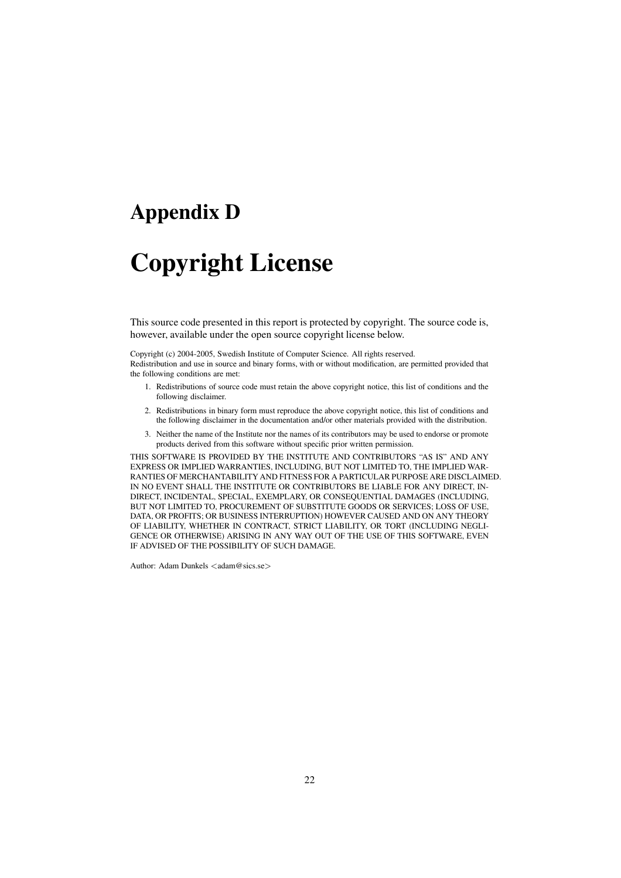# Appendix D

# Copyright License

This source code presented in this report is protected by copyright. The source code is, however, available under the open source copyright license below.

Copyright (c) 2004-2005, Swedish Institute of Computer Science. All rights reserved.
Redistribution and use in source and binary forms, with or without modification, are permitted provided that the following conditions are met:

1. Redistributions of source code must retain the above copyright notice, this list of conditions and the following disclaimer.
2. Redistributions in binary form must reproduce the above copyright notice, this list of conditions and the following disclaimer in the documentation and/or other materials provided with the distribution.
3. Neither the name of the Institute nor the names of its contributors may be used to endorse or promote products derived from this software without specific prior written permission.

THIS SOFTWARE IS PROVIDED BY THE INSTITUTE AND CONTRIBUTORS "AS IS" AND ANY EXPRESS OR IMPLIED WARRANTIES, INCLUDING, BUT NOT LIMITED TO, THE IMPLIED WARRANTIES OF MERCHANTABILITY AND FITNESS FOR A PARTICULAR PURPOSE ARE DISCLAIMED. IN NO EVENT SHALL THE INSTITUTE OR CONTRIBUTORS BE LIABLE FOR ANY DIRECT, INDIRECT, INCIDENTAL, SPECIAL, EXEMPLARY, OR CONSEQUENTIAL DAMAGES (INCLUDING, BUT NOT LIMITED TO, PROCUREMENT OF SUBSTITUTE GOODS OR SERVICES; LOSS OF USE, DATA, OR PROFITS; OR BUSINESS INTERRUPTION) HOWEVER CAUSED AND ON ANY THEORY OF LIABILITY, WHETHER IN CONTRACT, STRICT LIABILITY, OR TORT (INCLUDING NEGLIGENCE OR OTHERWISE) ARISING IN ANY WAY OUT OF THE USE OF THIS SOFTWARE, EVEN IF ADVISED OF THE POSSIBILITY OF SUCH DAMAGE.

Author: Adam Dunkels <adam@sics.se>